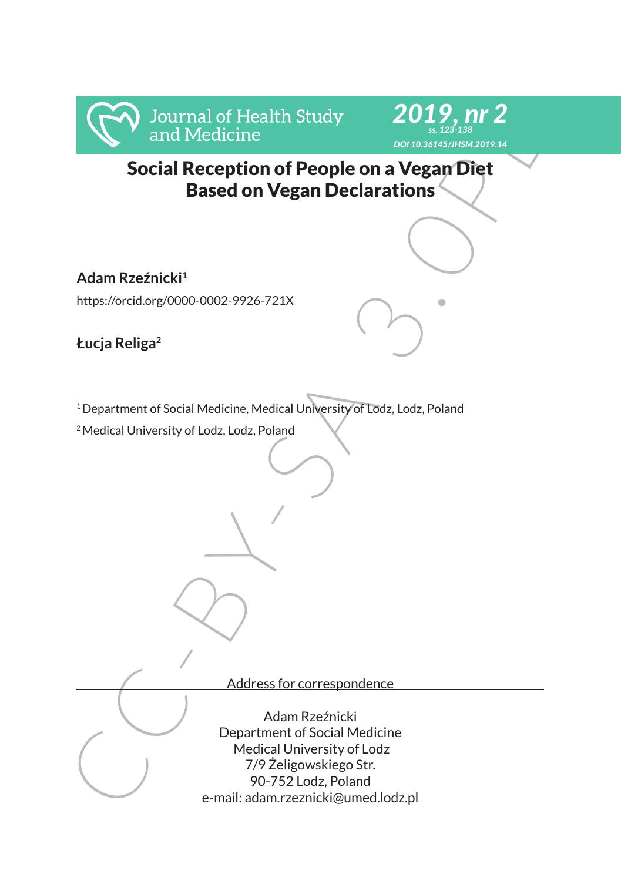# Social Reception of People on a Vegan Diet Based on Vegan Declarations

**Adam Rzeźnicki**[1]

https://orcid.org/0000-0002-9926-721X

**Łucja Religa**[2]

[1] Department of Social Medicine, Medical University of Lodz, Lodz, Poland

[2] Medical University of Lodz, Lodz, Poland

Address for correspondence

Adam Rzeźnicki
Department of Social Medicine
Medical University of Lodz
7/9 Żeligowskiego Str.
90-752 Lodz, Poland
e-mail: adam.rzeznicki@umed.lodz.pl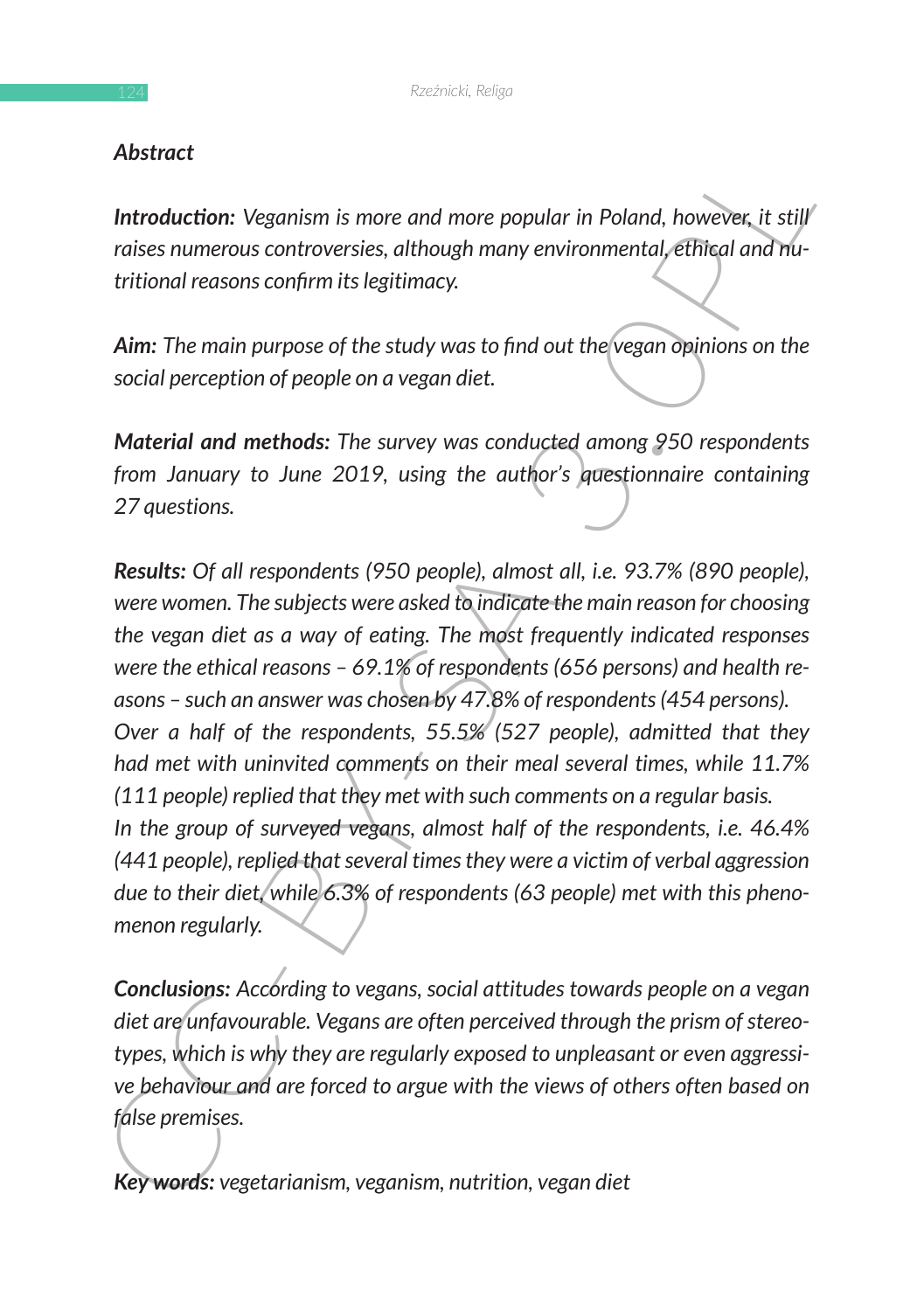## Abstract

***Introduction:*** *Veganism is more and more popular in Poland, however, it still raises numerous controversies, although many environmental, ethical and nutritional reasons confirm its legitimacy.*

***Aim:*** *The main purpose of the study was to find out the vegan opinions on the social perception of people on a vegan diet.*

***Material and methods:*** *The survey was conducted among 950 respondents from January to June 2019, using the author's questionnaire containing 27 questions.*

***Results:*** *Of all respondents (950 people), almost all, i.e. 93.7% (890 people), were women. The subjects were asked to indicate the main reason for choosing the vegan diet as a way of eating. The most frequently indicated responses were the ethical reasons – 69.1% of respondents (656 persons) and health reasons – such an answer was chosen by 47.8% of respondents (454 persons).*
*Over a half of the respondents, 55.5% (527 people), admitted that they had met with uninvited comments on their meal several times, while 11.7% (111 people) replied that they met with such comments on a regular basis.*
*In the group of surveyed vegans, almost half of the respondents, i.e. 46.4% (441 people), replied that several times they were a victim of verbal aggression due to their diet, while 6.3% of respondents (63 people) met with this phenomenon regularly.*

***Conclusions:*** *According to vegans, social attitudes towards people on a vegan diet are unfavourable. Vegans are often perceived through the prism of stereotypes, which is why they are regularly exposed to unpleasant or even aggressive behaviour and are forced to argue with the views of others often based on false premises.*

***Key words:*** *vegetarianism, veganism, nutrition, vegan diet*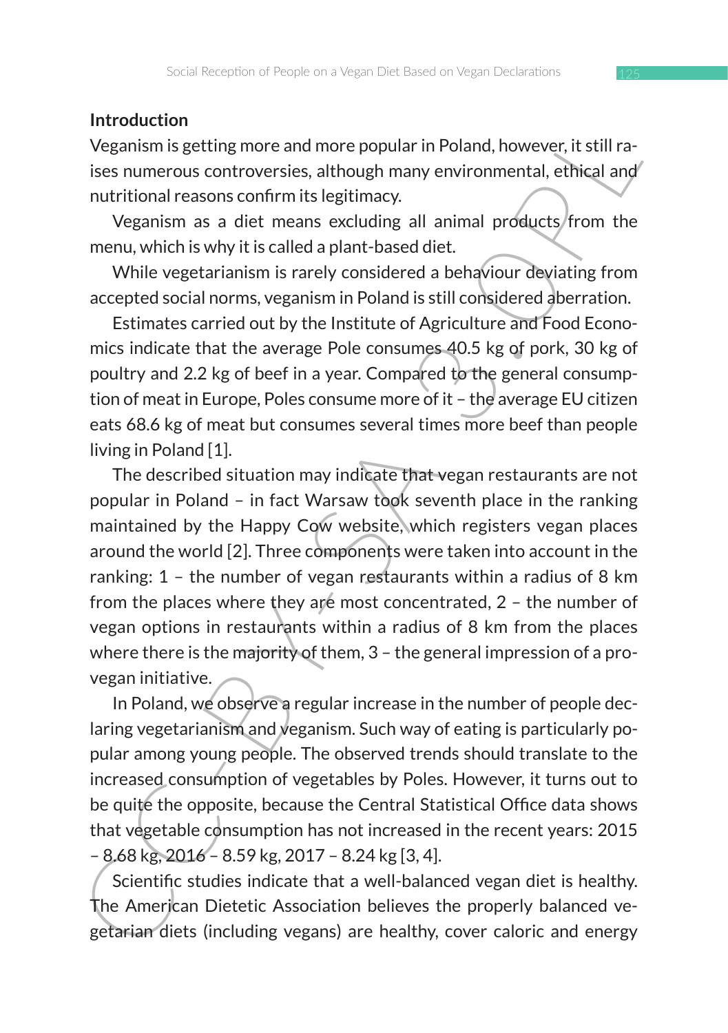## Introduction

Veganism is getting more and more popular in Poland, however, it still raises numerous controversies, although many environmental, ethical and nutritional reasons confirm its legitimacy.

Veganism as a diet means excluding all animal products from the menu, which is why it is called a plant-based diet.

While vegetarianism is rarely considered a behaviour deviating from accepted social norms, veganism in Poland is still considered aberration.

Estimates carried out by the Institute of Agriculture and Food Economics indicate that the average Pole consumes 40.5 kg of pork, 30 kg of poultry and 2.2 kg of beef in a year. Compared to the general consumption of meat in Europe, Poles consume more of it – the average EU citizen eats 68.6 kg of meat but consumes several times more beef than people living in Poland [1].

The described situation may indicate that vegan restaurants are not popular in Poland – in fact Warsaw took seventh place in the ranking maintained by the Happy Cow website, which registers vegan places around the world [2]. Three components were taken into account in the ranking: 1 – the number of vegan restaurants within a radius of 8 km from the places where they are most concentrated, 2 – the number of vegan options in restaurants within a radius of 8 km from the places where there is the majority of them, 3 – the general impression of a pro-vegan initiative.

In Poland, we observe a regular increase in the number of people declaring vegetarianism and veganism. Such way of eating is particularly popular among young people. The observed trends should translate to the increased consumption of vegetables by Poles. However, it turns out to be quite the opposite, because the Central Statistical Office data shows that vegetable consumption has not increased in the recent years: 2015 – 8.68 kg, 2016 – 8.59 kg, 2017 – 8.24 kg [3, 4].

Scientific studies indicate that a well-balanced vegan diet is healthy. The American Dietetic Association believes the properly balanced vegetarian diets (including vegans) are healthy, cover caloric and energy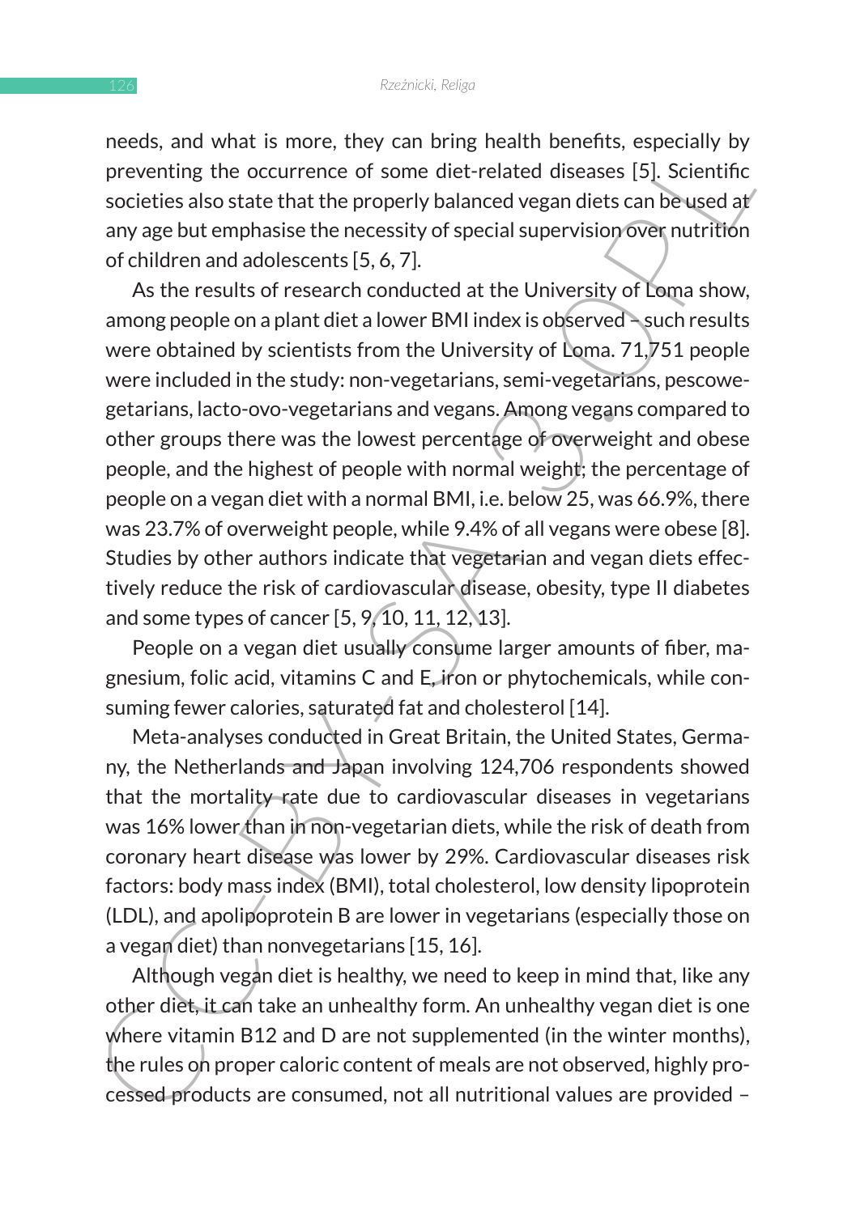needs, and what is more, they can bring health benefits, especially by preventing the occurrence of some diet-related diseases [5]. Scientific societies also state that the properly balanced vegan diets can be used at any age but emphasise the necessity of special supervision over nutrition of children and adolescents [5, 6, 7].

As the results of research conducted at the University of Loma show, among people on a plant diet a lower BMI index is observed – such results were obtained by scientists from the University of Loma. 71,751 people were included in the study: non-vegetarians, semi-vegetarians, pescowegetarians, lacto-ovo-vegetarians and vegans. Among vegans compared to other groups there was the lowest percentage of overweight and obese people, and the highest of people with normal weight; the percentage of people on a vegan diet with a normal BMI, i.e. below 25, was 66.9%, there was 23.7% of overweight people, while 9.4% of all vegans were obese [8]. Studies by other authors indicate that vegetarian and vegan diets effectively reduce the risk of cardiovascular disease, obesity, type II diabetes and some types of cancer [5, 9, 10, 11, 12, 13].

People on a vegan diet usually consume larger amounts of fiber, magnesium, folic acid, vitamins C and E, iron or phytochemicals, while consuming fewer calories, saturated fat and cholesterol [14].

Meta-analyses conducted in Great Britain, the United States, Germany, the Netherlands and Japan involving 124,706 respondents showed that the mortality rate due to cardiovascular diseases in vegetarians was 16% lower than in non-vegetarian diets, while the risk of death from coronary heart disease was lower by 29%. Cardiovascular diseases risk factors: body mass index (BMI), total cholesterol, low density lipoprotein (LDL), and apolipoprotein B are lower in vegetarians (especially those on a vegan diet) than nonvegetarians [15, 16].

Although vegan diet is healthy, we need to keep in mind that, like any other diet, it can take an unhealthy form. An unhealthy vegan diet is one where vitamin B12 and D are not supplemented (in the winter months), the rules on proper caloric content of meals are not observed, highly processed products are consumed, not all nutritional values are provided –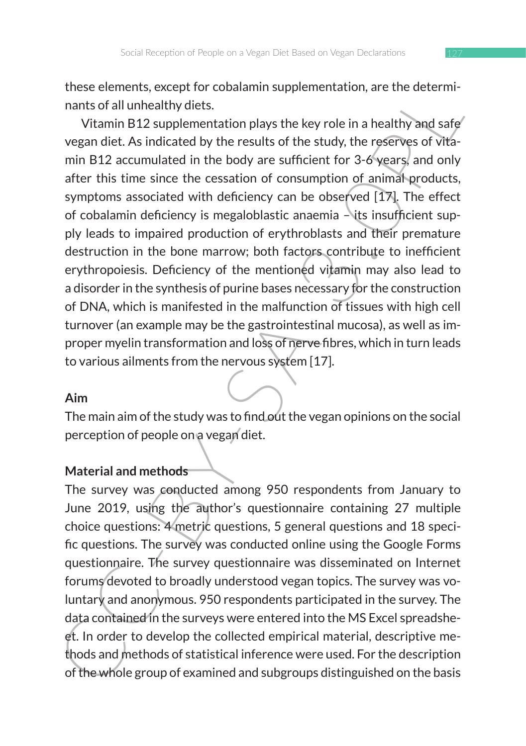these elements, except for cobalamin supplementation, are the determinants of all unhealthy diets.

Vitamin B12 supplementation plays the key role in a healthy and safe vegan diet. As indicated by the results of the study, the reserves of vitamin B12 accumulated in the body are sufficient for 3-6 years, and only after this time since the cessation of consumption of animal products, symptoms associated with deficiency can be observed [17]. The effect of cobalamin deficiency is megaloblastic anaemia – its insufficient supply leads to impaired production of erythroblasts and their premature destruction in the bone marrow; both factors contribute to inefficient erythropoiesis. Deficiency of the mentioned vitamin may also lead to a disorder in the synthesis of purine bases necessary for the construction of DNA, which is manifested in the malfunction of tissues with high cell turnover (an example may be the gastrointestinal mucosa), as well as improper myelin transformation and loss of nerve fibres, which in turn leads to various ailments from the nervous system [17].

## Aim

The main aim of the study was to find out the vegan opinions on the social perception of people on a vegan diet.

## Material and methods

The survey was conducted among 950 respondents from January to June 2019, using the author's questionnaire containing 27 multiple choice questions: 4 metric questions, 5 general questions and 18 specific questions. The survey was conducted online using the Google Forms questionnaire. The survey questionnaire was disseminated on Internet forums devoted to broadly understood vegan topics. The survey was voluntary and anonymous. 950 respondents participated in the survey. The data contained in the surveys were entered into the MS Excel spreadsheet. In order to develop the collected empirical material, descriptive methods and methods of statistical inference were used. For the description of the whole group of examined and subgroups distinguished on the basis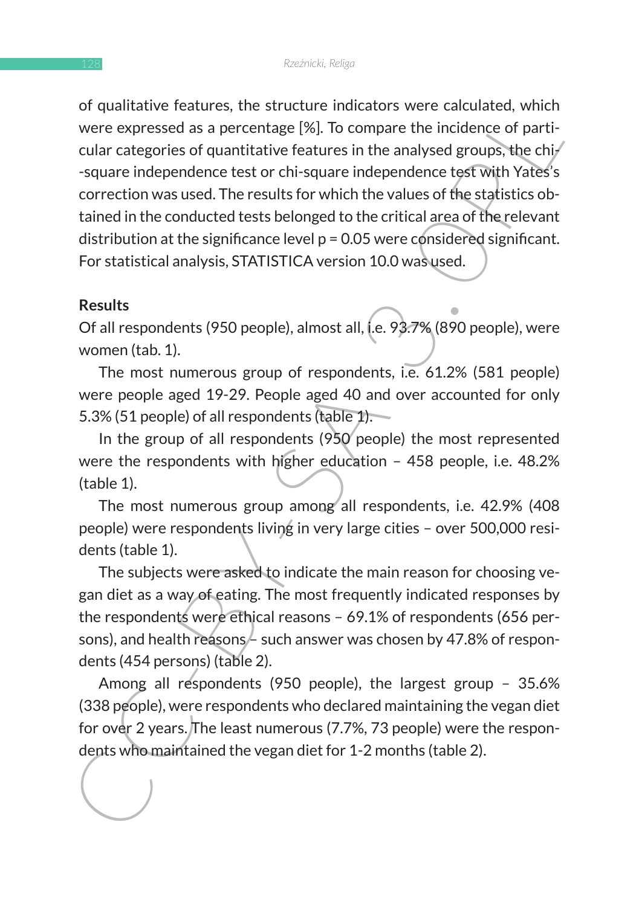of qualitative features, the structure indicators were calculated, which were expressed as a percentage [%]. To compare the incidence of particular categories of quantitative features in the analysed groups, the chi-square independence test or chi-square independence test with Yates's correction was used. The results for which the values of the statistics obtained in the conducted tests belonged to the critical area of the relevant distribution at the significance level p = 0.05 were considered significant. For statistical analysis, STATISTICA version 10.0 was used.

## Results

Of all respondents (950 people), almost all, i.e. 93.7% (890 people), were women (tab. 1).

The most numerous group of respondents, i.e. 61.2% (581 people) were people aged 19-29. People aged 40 and over accounted for only 5.3% (51 people) of all respondents (table 1).

In the group of all respondents (950 people) the most represented were the respondents with higher education – 458 people, i.e. 48.2% (table 1).

The most numerous group among all respondents, i.e. 42.9% (408 people) were respondents living in very large cities – over 500,000 residents (table 1).

The subjects were asked to indicate the main reason for choosing vegan diet as a way of eating. The most frequently indicated responses by the respondents were ethical reasons – 69.1% of respondents (656 persons), and health reasons – such answer was chosen by 47.8% of respondents (454 persons) (table 2).

Among all respondents (950 people), the largest group – 35.6% (338 people), were respondents who declared maintaining the vegan diet for over 2 years. The least numerous (7.7%, 73 people) were the respondents who maintained the vegan diet for 1-2 months (table 2).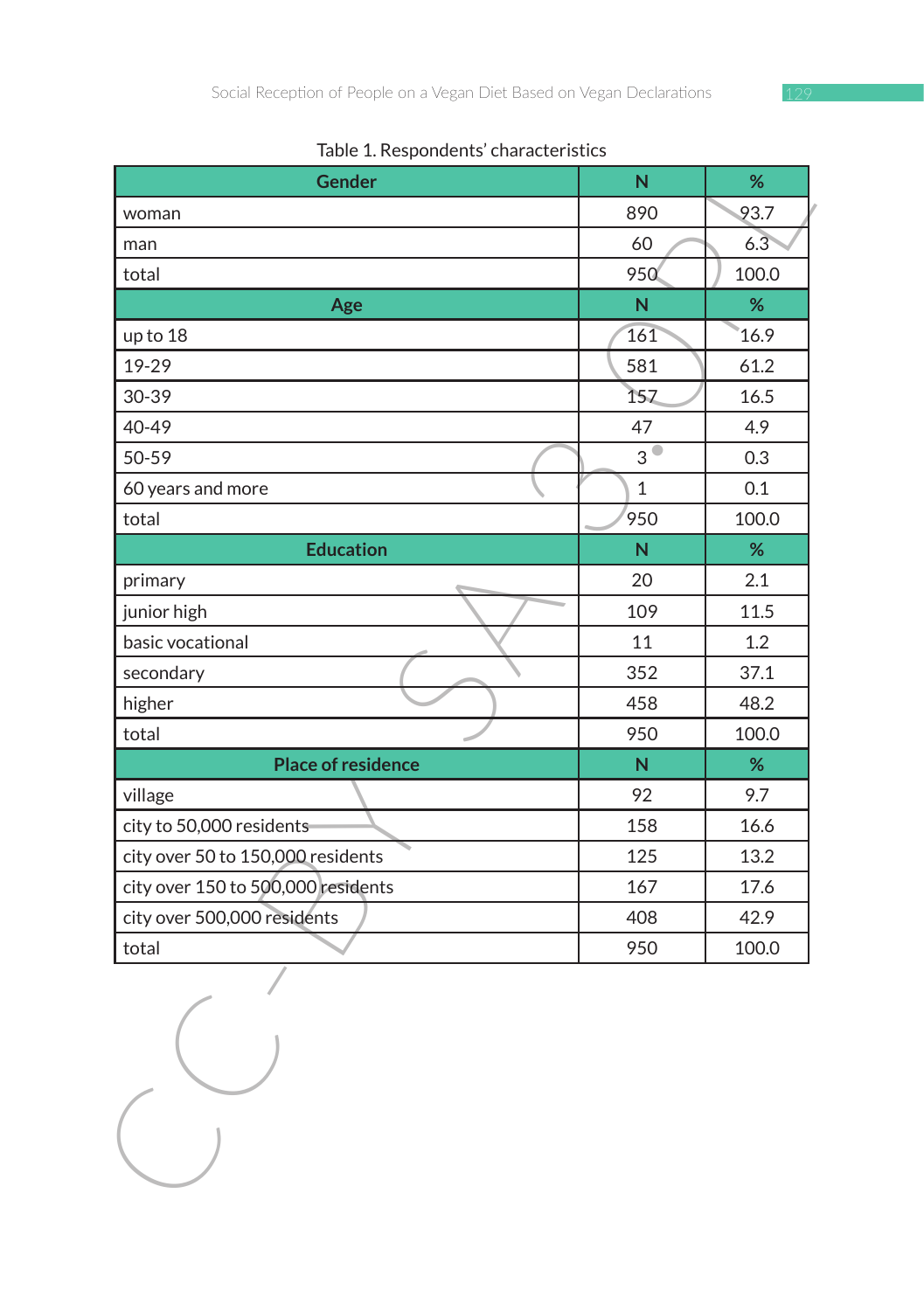Table 1. Respondents' characteristics

| Gender | N | % |
|---|---|---|
| woman | 890 | 93.7 |
| man | 60 | 6.3 |
| total | 950 | 100.0 |
| **Age** | **N** | **%** |
| up to 18 | 161 | 16.9 |
| 19-29 | 581 | 61.2 |
| 30-39 | 157 | 16.5 |
| 40-49 | 47 | 4.9 |
| 50-59 | 3 | 0.3 |
| 60 years and more | 1 | 0.1 |
| total | 950 | 100.0 |
| **Education** | **N** | **%** |
| primary | 20 | 2.1 |
| junior high | 109 | 11.5 |
| basic vocational | 11 | 1.2 |
| secondary | 352 | 37.1 |
| higher | 458 | 48.2 |
| total | 950 | 100.0 |
| **Place of residence** | **N** | **%** |
| village | 92 | 9.7 |
| city to 50,000 residents | 158 | 16.6 |
| city over 50 to 150,000 residents | 125 | 13.2 |
| city over 150 to 500,000 residents | 167 | 17.6 |
| city over 500,000 residents | 408 | 42.9 |
| total | 950 | 100.0 |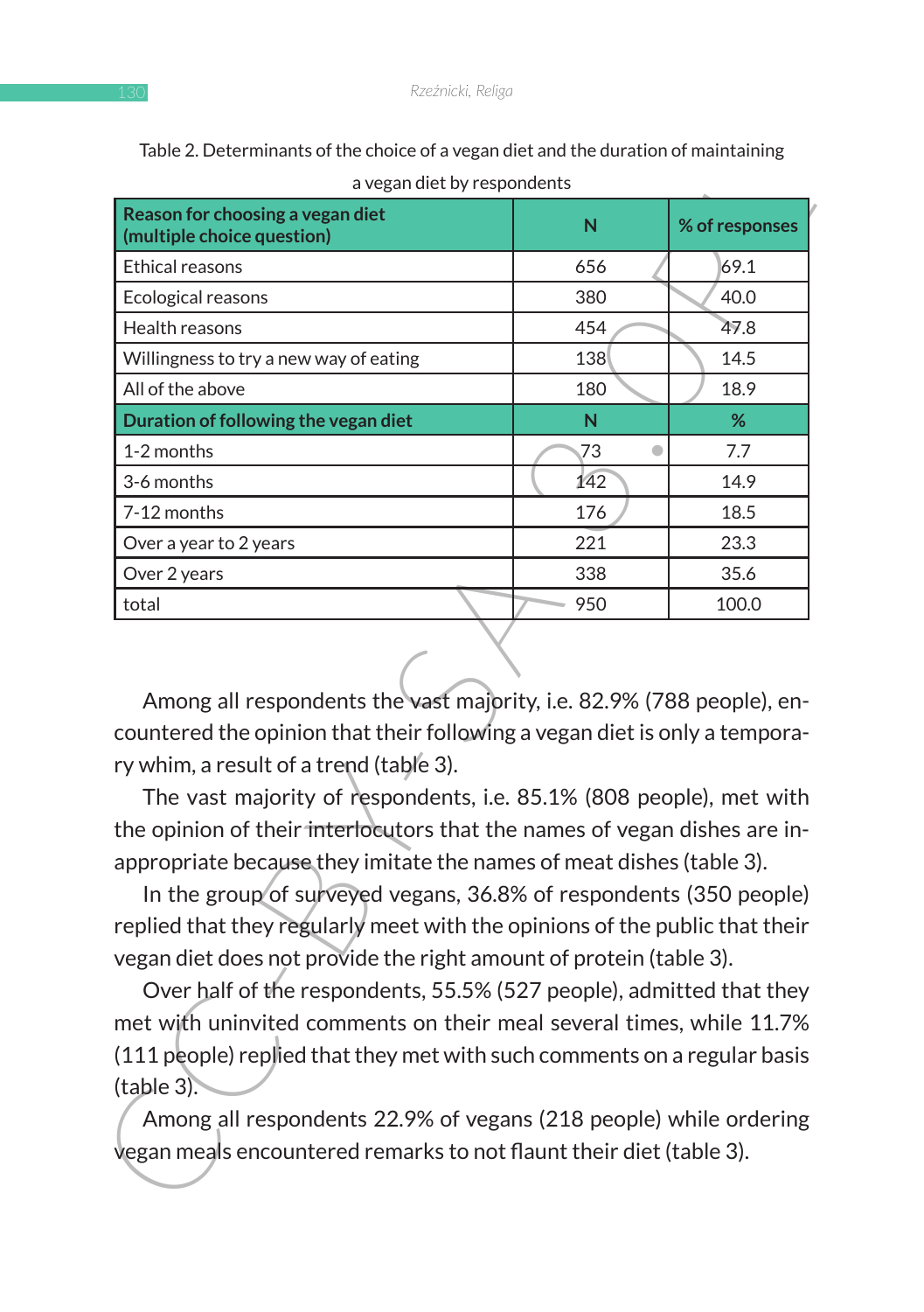Table 2. Determinants of the choice of a vegan diet and the duration of maintaining a vegan diet by respondents

| **Reason for choosing a vegan diet (multiple choice question)** | **N** | **% of responses** |
|---|---|---|
| Ethical reasons | 656 | 69.1 |
| Ecological reasons | 380 | 40.0 |
| Health reasons | 454 | 47.8 |
| Willingness to try a new way of eating | 138 | 14.5 |
| All of the above | 180 | 18.9 |
| **Duration of following the vegan diet** | **N** | **%** |
| 1-2 months | 73 | 7.7 |
| 3-6 months | 142 | 14.9 |
| 7-12 months | 176 | 18.5 |
| Over a year to 2 years | 221 | 23.3 |
| Over 2 years | 338 | 35.6 |
| total | 950 | 100.0 |

Among all respondents the vast majority, i.e. 82.9% (788 people), encountered the opinion that their following a vegan diet is only a temporary whim, a result of a trend (table 3).

The vast majority of respondents, i.e. 85.1% (808 people), met with the opinion of their interlocutors that the names of vegan dishes are inappropriate because they imitate the names of meat dishes (table 3).

In the group of surveyed vegans, 36.8% of respondents (350 people) replied that they regularly meet with the opinions of the public that their vegan diet does not provide the right amount of protein (table 3).

Over half of the respondents, 55.5% (527 people), admitted that they met with uninvited comments on their meal several times, while 11.7% (111 people) replied that they met with such comments on a regular basis (table 3).

Among all respondents 22.9% of vegans (218 people) while ordering vegan meals encountered remarks to not flaunt their diet (table 3).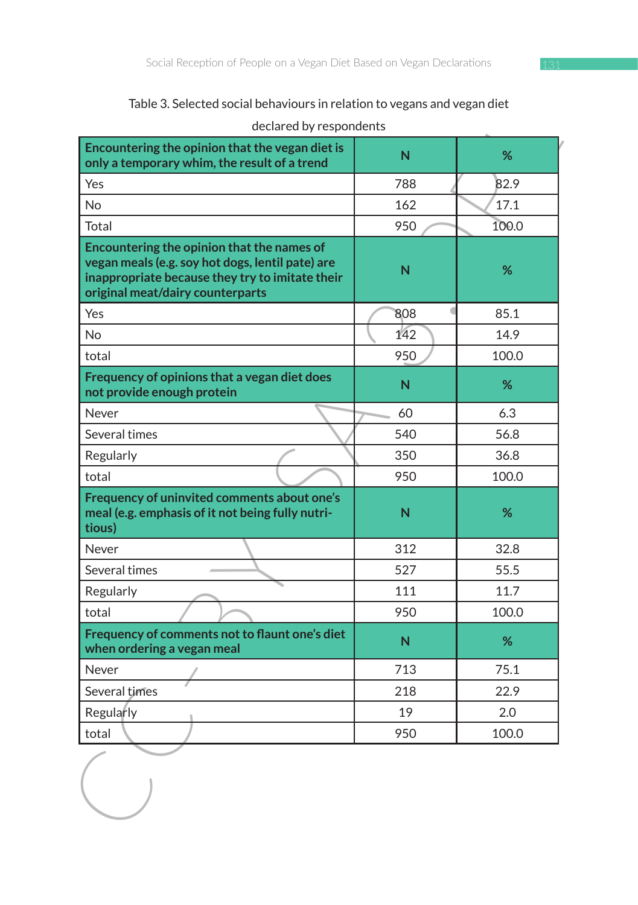Table 3. Selected social behaviours in relation to vegans and vegan diet declared by respondents

| **Encountering the opinion that the vegan diet is only a temporary whim, the result of a trend** | **N** | **%** |
|---|---|---|
| Yes | 788 | 82.9 |
| No | 162 | 17.1 |
| Total | 950 | 100.0 |
| **Encountering the opinion that the names of vegan meals (e.g. soy hot dogs, lentil pate) are inappropriate because they try to imitate their original meat/dairy counterparts** | **N** | **%** |
| Yes | 808 | 85.1 |
| No | 142 | 14.9 |
| total | 950 | 100.0 |
| **Frequency of opinions that a vegan diet does not provide enough protein** | **N** | **%** |
| Never | 60 | 6.3 |
| Several times | 540 | 56.8 |
| Regularly | 350 | 36.8 |
| total | 950 | 100.0 |
| **Frequency of uninvited comments about one's meal (e.g. emphasis of it not being fully nutritious)** | **N** | **%** |
| Never | 312 | 32.8 |
| Several times | 527 | 55.5 |
| Regularly | 111 | 11.7 |
| total | 950 | 100.0 |
| **Frequency of comments not to flaunt one's diet when ordering a vegan meal** | **N** | **%** |
| Never | 713 | 75.1 |
| Several times | 218 | 22.9 |
| Regularly | 19 | 2.0 |
| total | 950 | 100.0 |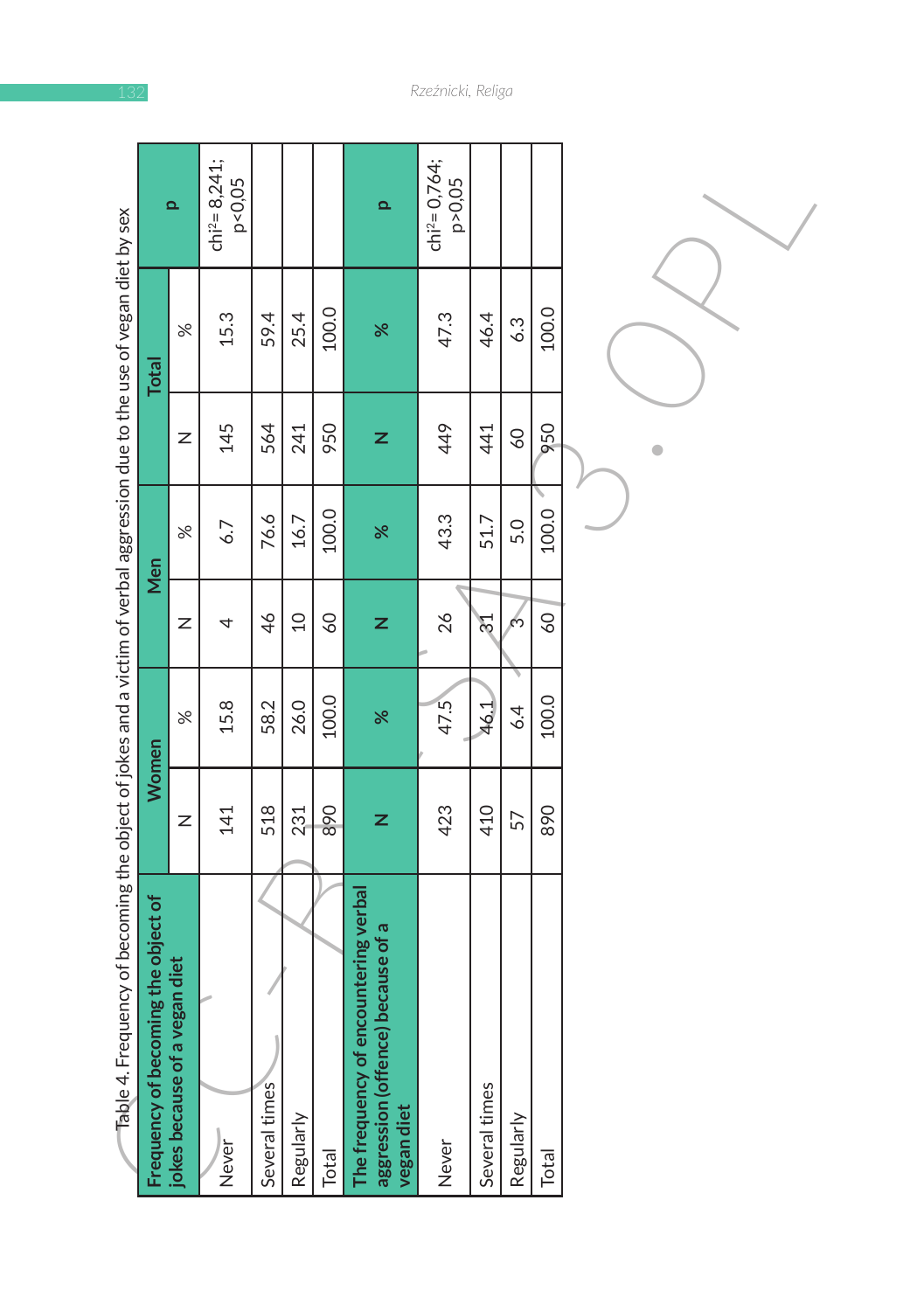Table 4. Frequency of becoming the object of jokes and a victim of verbal aggression due to the use of vegan diet by sex

| Frequency of becoming the object of jokes because of a vegan diet | Women | | Men | | Total | | p |
|---|---|---|---|---|---|---|---|
| | N | % | N | % | N | % | |
| Never | 141 | 15.8 | 4 | 6.7 | 145 | 15.3 | $chi^2 = 8{,}241$; $p<0{,}05$ |
| Several times | 518 | 58.2 | 46 | 76.6 | 564 | 59.4 | |
| Regularly | 231 | 26.0 | 10 | 16.7 | 241 | 25.4 | |
| Total | 890 | 100.0 | 60 | 100.0 | 950 | 100.0 | |
| **The frequency of encountering verbal aggression (offence) because of a vegan diet** | **N** | **%** | **N** | **%** | **N** | **%** | **p** |
| Never | 423 | 47.5 | 26 | 43.3 | 449 | 47.3 | $chi^2 = 0{,}764$; $p>0{,}05$ |
| Several times | 410 | 46.1 | 31 | 51.7 | 441 | 46.4 | |
| Regularly | 57 | 6.4 | 3 | 5.0 | 60 | 6.3 | |
| Total | 890 | 100.0 | 60 | 100.0 | 950 | 100.0 | |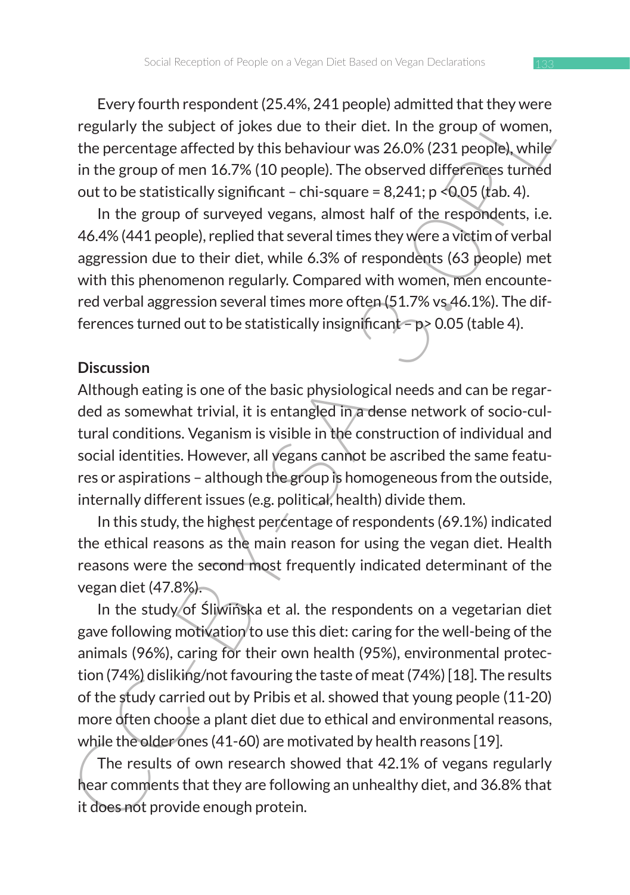Every fourth respondent (25.4%, 241 people) admitted that they were regularly the subject of jokes due to their diet. In the group of women, the percentage affected by this behaviour was 26.0% (231 people), while in the group of men 16.7% (10 people). The observed differences turned out to be statistically significant – chi-square = 8,241; $p < 0.05$ (tab. 4).

In the group of surveyed vegans, almost half of the respondents, i.e. 46.4% (441 people), replied that several times they were a victim of verbal aggression due to their diet, while 6.3% of respondents (63 people) met with this phenomenon regularly. Compared with women, men encountered verbal aggression several times more often (51.7% vs 46.1%). The differences turned out to be statistically insignificant – $p > 0.05$ (table 4).

## Discussion

Although eating is one of the basic physiological needs and can be regarded as somewhat trivial, it is entangled in a dense network of socio-cultural conditions. Veganism is visible in the construction of individual and social identities. However, all vegans cannot be ascribed the same features or aspirations – although the group is homogeneous from the outside, internally different issues (e.g. political, health) divide them.

In this study, the highest percentage of respondents (69.1%) indicated the ethical reasons as the main reason for using the vegan diet. Health reasons were the second most frequently indicated determinant of the vegan diet (47.8%).

In the study of Śliwińska et al. the respondents on a vegetarian diet gave following motivation to use this diet: caring for the well-being of the animals (96%), caring for their own health (95%), environmental protection (74%) disliking/not favouring the taste of meat (74%) [18]. The results of the study carried out by Pribis et al. showed that young people (11-20) more often choose a plant diet due to ethical and environmental reasons, while the older ones (41-60) are motivated by health reasons [19].

The results of own research showed that 42.1% of vegans regularly hear comments that they are following an unhealthy diet, and 36.8% that it does not provide enough protein.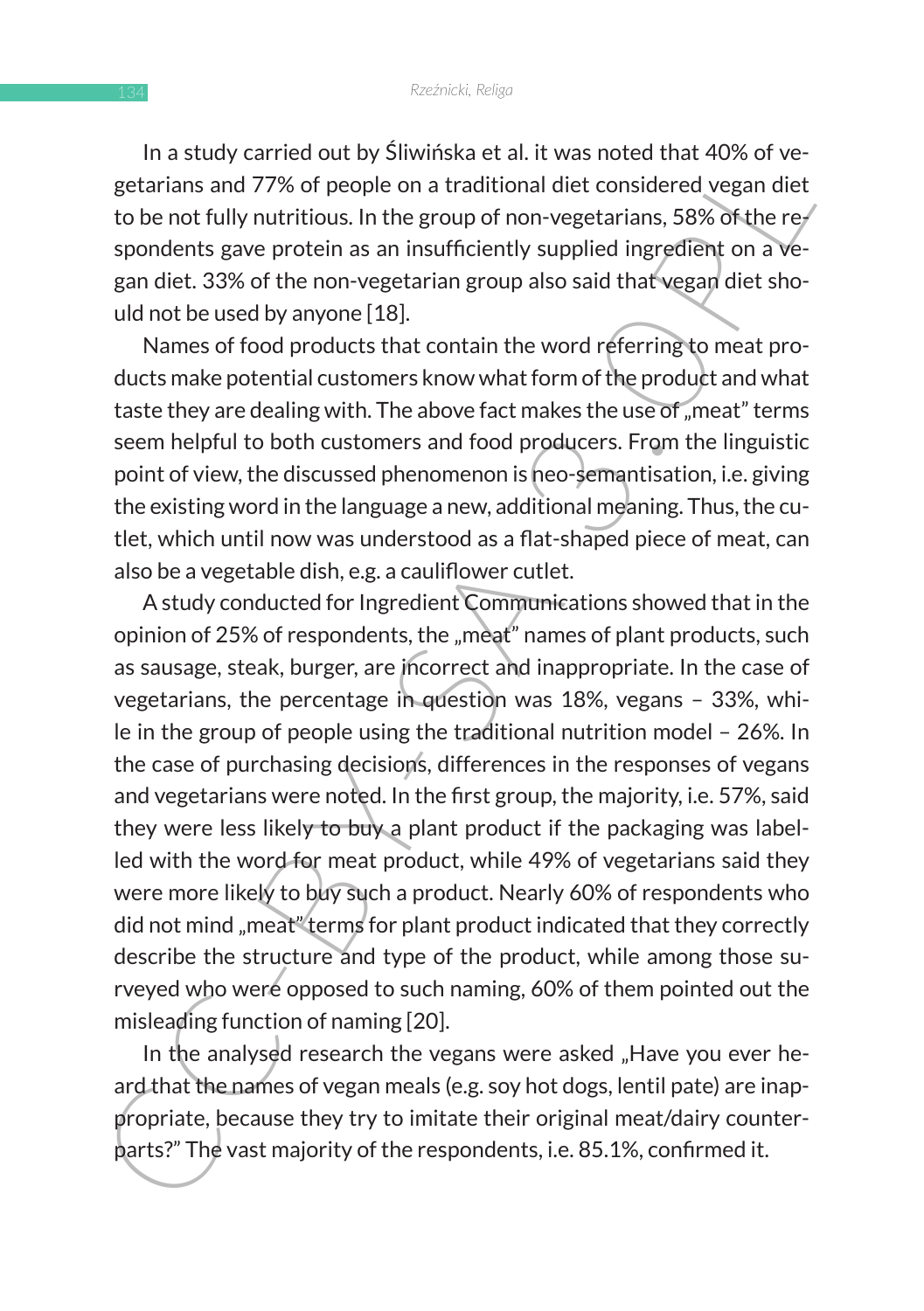In a study carried out by Śliwińska et al. it was noted that 40% of vegetarians and 77% of people on a traditional diet considered vegan diet to be not fully nutritious. In the group of non-vegetarians, 58% of the respondents gave protein as an insufficiently supplied ingredient on a vegan diet. 33% of the non-vegetarian group also said that vegan diet should not be used by anyone [18].

Names of food products that contain the word referring to meat products make potential customers know what form of the product and what taste they are dealing with. The above fact makes the use of „meat" terms seem helpful to both customers and food producers. From the linguistic point of view, the discussed phenomenon is neo-semantisation, i.e. giving the existing word in the language a new, additional meaning. Thus, the cutlet, which until now was understood as a flat-shaped piece of meat, can also be a vegetable dish, e.g. a cauliflower cutlet.

A study conducted for Ingredient Communications showed that in the opinion of 25% of respondents, the „meat" names of plant products, such as sausage, steak, burger, are incorrect and inappropriate. In the case of vegetarians, the percentage in question was 18%, vegans – 33%, while in the group of people using the traditional nutrition model – 26%. In the case of purchasing decisions, differences in the responses of vegans and vegetarians were noted. In the first group, the majority, i.e. 57%, said they were less likely to buy a plant product if the packaging was labelled with the word for meat product, while 49% of vegetarians said they were more likely to buy such a product. Nearly 60% of respondents who did not mind „meat" terms for plant product indicated that they correctly describe the structure and type of the product, while among those surveyed who were opposed to such naming, 60% of them pointed out the misleading function of naming [20].

In the analysed research the vegans were asked „Have you ever heard that the names of vegan meals (e.g. soy hot dogs, lentil pate) are inappropriate, because they try to imitate their original meat/dairy counterparts?" The vast majority of the respondents, i.e. 85.1%, confirmed it.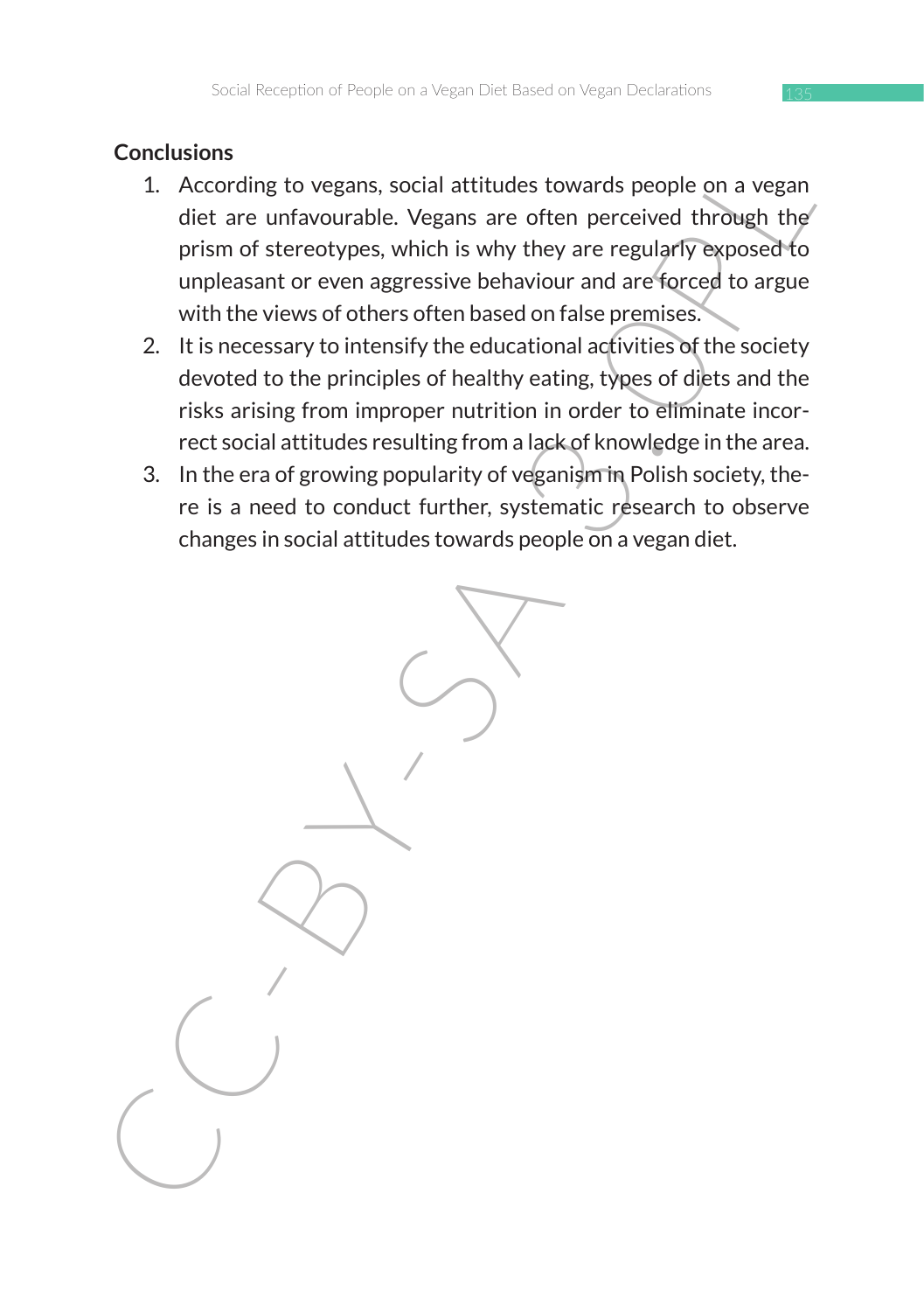**Conclusions**

1. According to vegans, social attitudes towards people on a vegan diet are unfavourable. Vegans are often perceived through the prism of stereotypes, which is why they are regularly exposed to unpleasant or even aggressive behaviour and are forced to argue with the views of others often based on false premises.
2. It is necessary to intensify the educational activities of the society devoted to the principles of healthy eating, types of diets and the risks arising from improper nutrition in order to eliminate incorrect social attitudes resulting from a lack of knowledge in the area.
3. In the era of growing popularity of veganism in Polish society, there is a need to conduct further, systematic research to observe changes in social attitudes towards people on a vegan diet.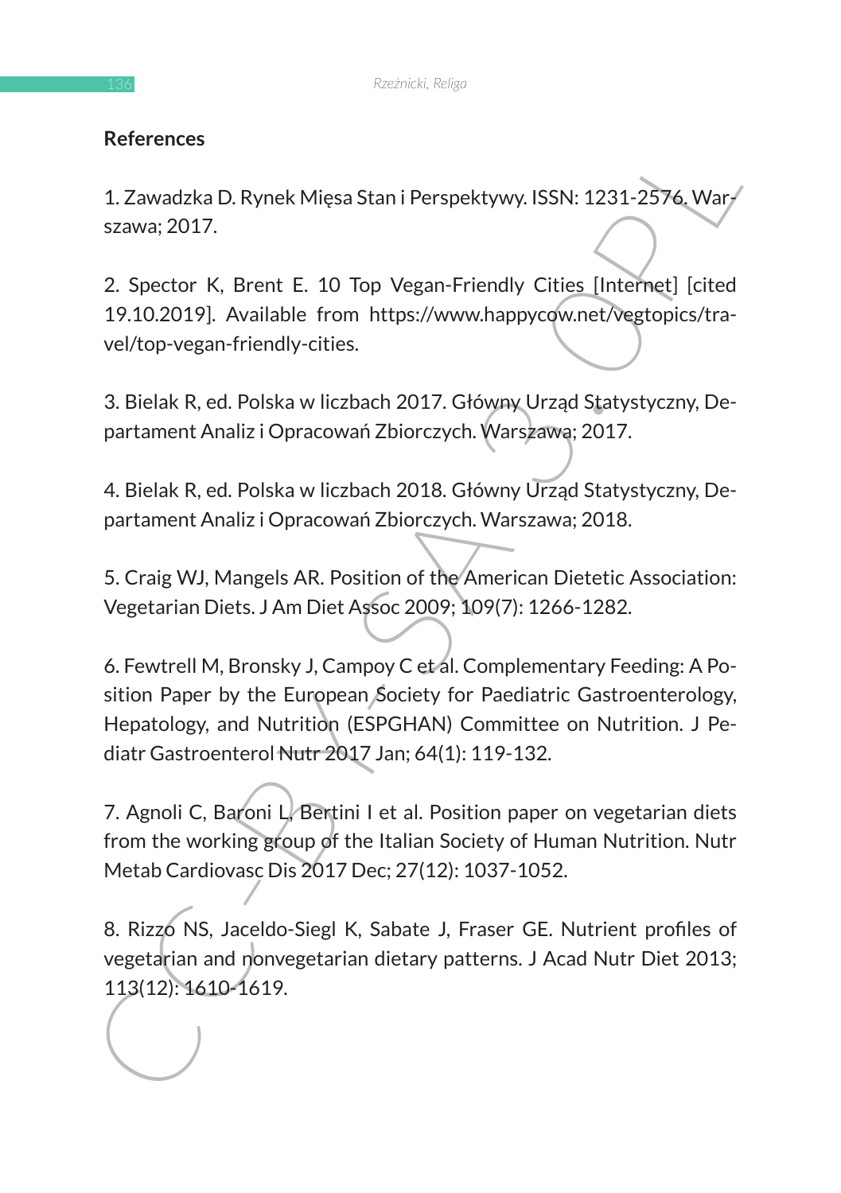## References

1. Zawadzka D. Rynek Mięsa Stan i Perspektywy. ISSN: 1231-2576. Warszawa; 2017.

2. Spector K, Brent E. 10 Top Vegan-Friendly Cities [Internet] [cited 19.10.2019]. Available from https://www.happycow.net/vegtopics/travel/top-vegan-friendly-cities.

3. Bielak R, ed. Polska w liczbach 2017. Główny Urząd Statystyczny, Departament Analiz i Opracowań Zbiorczych. Warszawa; 2017.

4. Bielak R, ed. Polska w liczbach 2018. Główny Urząd Statystyczny, Departament Analiz i Opracowań Zbiorczych. Warszawa; 2018.

5. Craig WJ, Mangels AR. Position of the American Dietetic Association: Vegetarian Diets. J Am Diet Assoc 2009; 109(7): 1266-1282.

6. Fewtrell M, Bronsky J, Campoy C et al. Complementary Feeding: A Position Paper by the European Society for Paediatric Gastroenterology, Hepatology, and Nutrition (ESPGHAN) Committee on Nutrition. J Pediatr Gastroenterol Nutr 2017 Jan; 64(1): 119-132.

7. Agnoli C, Baroni L, Bertini I et al. Position paper on vegetarian diets from the working group of the Italian Society of Human Nutrition. Nutr Metab Cardiovasc Dis 2017 Dec; 27(12): 1037-1052.

8. Rizzo NS, Jaceldo-Siegl K, Sabate J, Fraser GE. Nutrient profiles of vegetarian and nonvegetarian dietary patterns. J Acad Nutr Diet 2013; 113(12): 1610-1619.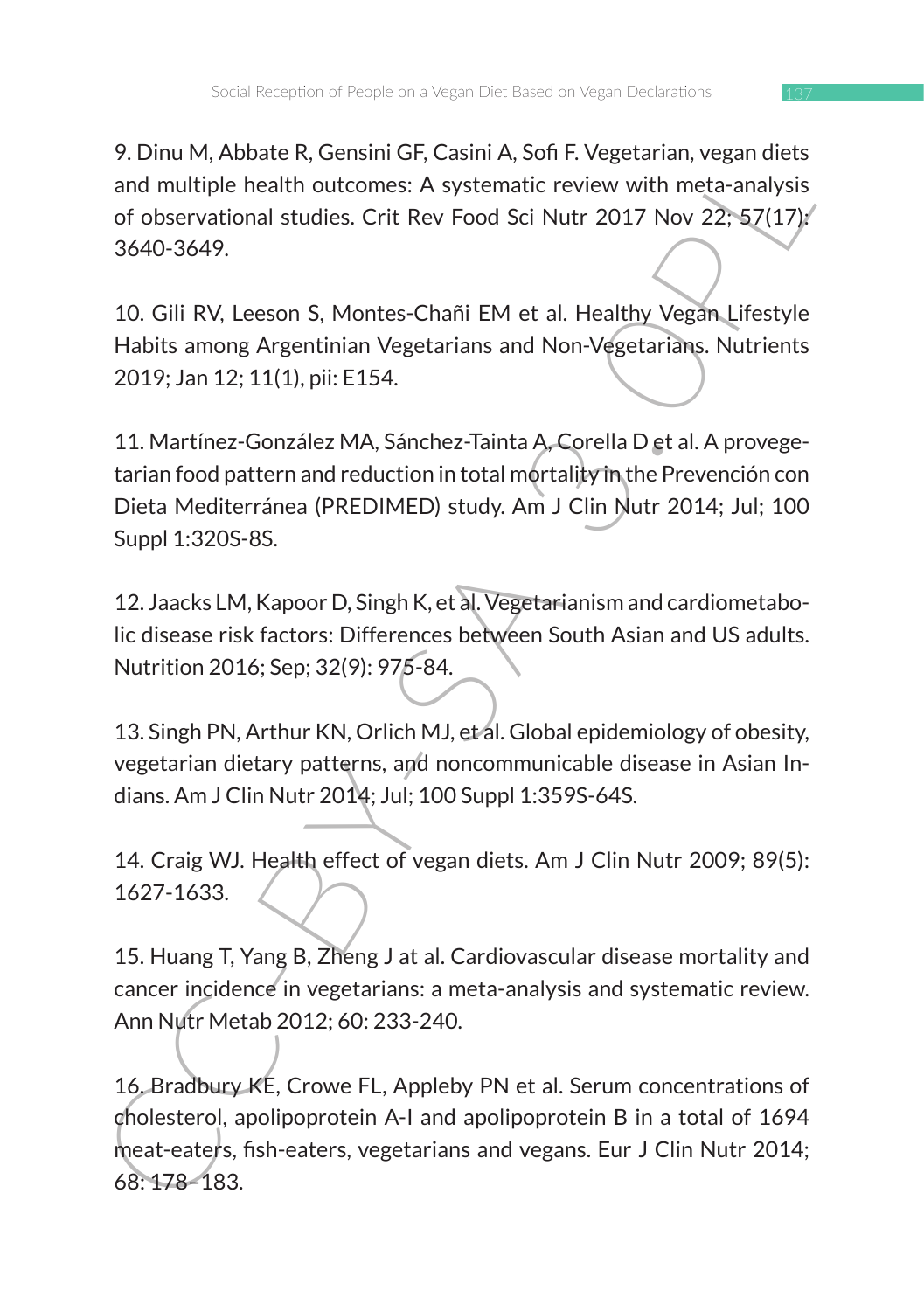9. Dinu M, Abbate R, Gensini GF, Casini A, Sofi F. Vegetarian, vegan diets and multiple health outcomes: A systematic review with meta-analysis of observational studies. Crit Rev Food Sci Nutr 2017 Nov 22; 57(17): 3640-3649.

10. Gili RV, Leeson S, Montes-Chañi EM et al. Healthy Vegan Lifestyle Habits among Argentinian Vegetarians and Non-Vegetarians. Nutrients 2019; Jan 12; 11(1), pii: E154.

11. Martínez-González MA, Sánchez-Tainta A, Corella D et al. A provegetarian food pattern and reduction in total mortality in the Prevención con Dieta Mediterránea (PREDIMED) study. Am J Clin Nutr 2014; Jul; 100 Suppl 1:320S-8S.

12. Jaacks LM, Kapoor D, Singh K, et al. Vegetarianism and cardiometabolic disease risk factors: Differences between South Asian and US adults. Nutrition 2016; Sep; 32(9): 975-84.

13. Singh PN, Arthur KN, Orlich MJ, et al. Global epidemiology of obesity, vegetarian dietary patterns, and noncommunicable disease in Asian Indians. Am J Clin Nutr 2014; Jul; 100 Suppl 1:359S-64S.

14. Craig WJ. Health effect of vegan diets. Am J Clin Nutr 2009; 89(5): 1627-1633.

15. Huang T, Yang B, Zheng J at al. Cardiovascular disease mortality and cancer incidence in vegetarians: a meta-analysis and systematic review. Ann Nutr Metab 2012; 60: 233-240.

16. Bradbury KE, Crowe FL, Appleby PN et al. Serum concentrations of cholesterol, apolipoprotein A-I and apolipoprotein B in a total of 1694 meat-eaters, fish-eaters, vegetarians and vegans. Eur J Clin Nutr 2014; 68: 178–183.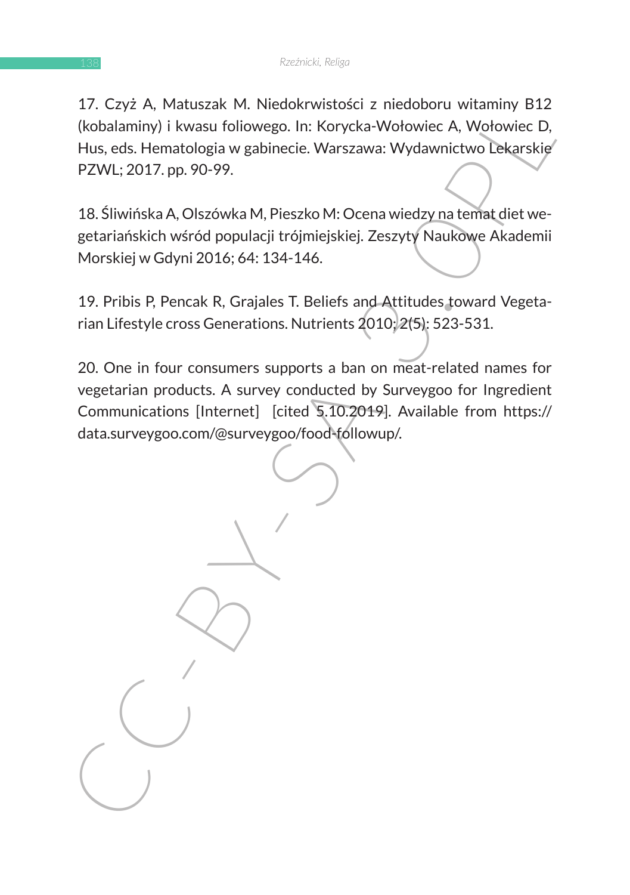17. Czyż A, Matuszak M. Niedokrwistości z niedoboru witaminy B12 (kobalaminy) i kwasu foliowego. In: Korycka-Wołowiec A, Wołowiec D, Hus, eds. Hematologia w gabinecie. Warszawa: Wydawnictwo Lekarskie PZWL; 2017. pp. 90-99.

18. Śliwińska A, Olszówka M, Pieszko M: Ocena wiedzy na temat diet wegetariańskich wśród populacji trójmiejskiej. Zeszyty Naukowe Akademii Morskiej w Gdyni 2016; 64: 134-146.

19. Pribis P, Pencak R, Grajales T. Beliefs and Attitudes toward Vegetarian Lifestyle cross Generations. Nutrients 2010; 2(5): 523-531.

20. One in four consumers supports a ban on meat-related names for vegetarian products. A survey conducted by Surveygoo for Ingredient Communications [Internet] [cited 5.10.2019]. Available from https://data.surveygoo.com/@surveygoo/food-followup/.